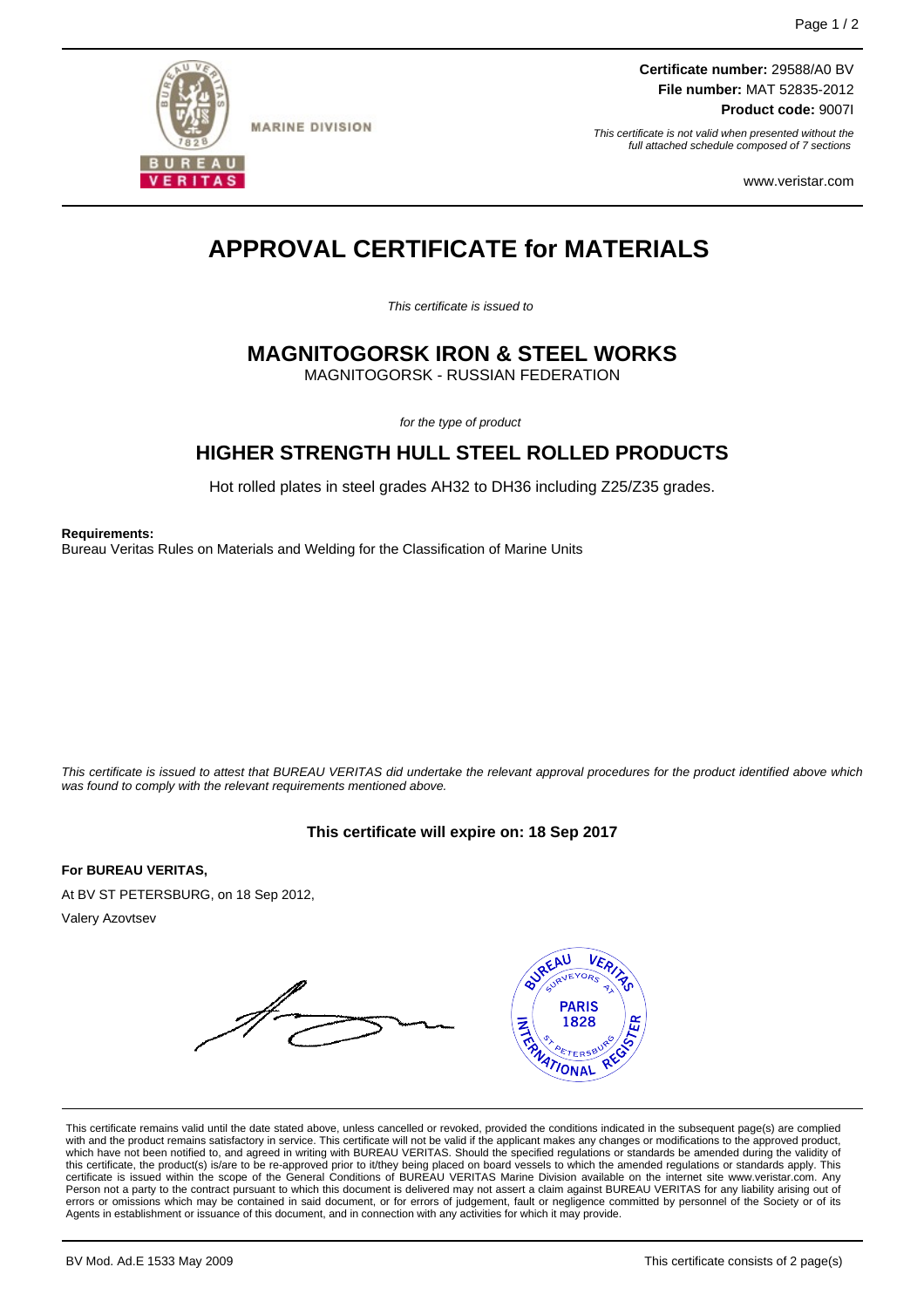MARINE DIVISION

**Certificate number:** 29588/A0 BV
**File number:** MAT 52835-2012
**Product code:** 9007I

*This certificate is not valid when presented without the full attached schedule composed of 7 sections*

www.veristar.com

# APPROVAL CERTIFICATE for MATERIALS

*This certificate is issued to*

## MAGNITOGORSK IRON & STEEL WORKS

MAGNITOGORSK - RUSSIAN FEDERATION

*for the type of product*

## HIGHER STRENGTH HULL STEEL ROLLED PRODUCTS

Hot rolled plates in steel grades AH32 to DH36 including Z25/Z35 grades.

**Requirements:**
Bureau Veritas Rules on Materials and Welding for the Classification of Marine Units

*This certificate is issued to attest that BUREAU VERITAS did undertake the relevant approval procedures for the product identified above which was found to comply with the relevant requirements mentioned above.*

**This certificate will expire on: 18 Sep 2017**

**For BUREAU VERITAS,**

At BV ST PETERSBURG, on 18 Sep 2012,

Valery Azovtsev

This certificate remains valid until the date stated above, unless cancelled or revoked, provided the conditions indicated in the subsequent page(s) are complied with and the product remains satisfactory in service. This certificate will not be valid if the applicant makes any changes or modifications to the approved product, which have not been notified to, and agreed in writing with BUREAU VERITAS. Should the specified regulations or standards be amended during the validity of this certificate, the product(s) is/are to be re-approved prior to it/they being placed on board vessels to which the amended regulations or standards apply. This certificate is issued within the scope of the General Conditions of BUREAU VERITAS Marine Division available on the internet site www.veristar.com. Any Person not a party to the contract pursuant to which this document is delivered may not assert a claim against BUREAU VERITAS for any liability arising out of errors or omissions which may be contained in said document, or for errors of judgement, fault or negligence committed by personnel of the Society or of its Agents in establishment or issuance of this document, and in connection with any activities for which it may provide.

BV Mod. Ad.E 1533 May 2009

This certificate consists of 2 page(s)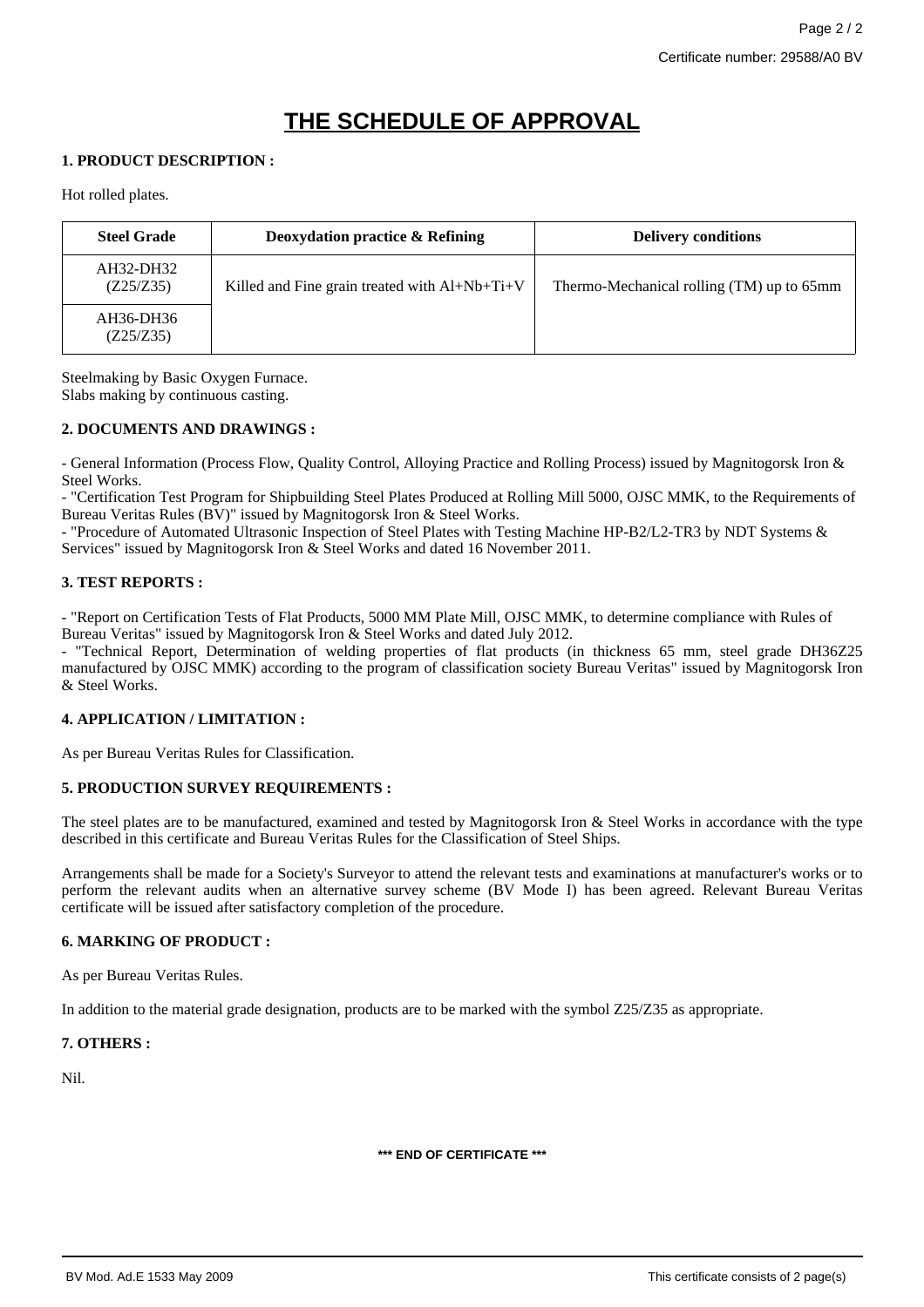Certificate number: 29588/A0 BV

# THE SCHEDULE OF APPROVAL

## 1. PRODUCT DESCRIPTION :

Hot rolled plates.

| Steel Grade | Deoxydation practice & Refining | Delivery conditions |
|---|---|---|
| AH32-DH32 (Z25/Z35) | Killed and Fine grain treated with Al+Nb+Ti+V | Thermo-Mechanical rolling (TM) up to 65mm |
| AH36-DH36 (Z25/Z35) | | |

Steelmaking by Basic Oxygen Furnace.
Slabs making by continuous casting.

## 2. DOCUMENTS AND DRAWINGS :

- General Information (Process Flow, Quality Control, Alloying Practice and Rolling Process) issued by Magnitogorsk Iron & Steel Works.
- "Certification Test Program for Shipbuilding Steel Plates Produced at Rolling Mill 5000, OJSC MMK, to the Requirements of Bureau Veritas Rules (BV)" issued by Magnitogorsk Iron & Steel Works.
- "Procedure of Automated Ultrasonic Inspection of Steel Plates with Testing Machine HP-B2/L2-TR3 by NDT Systems & Services" issued by Magnitogorsk Iron & Steel Works and dated 16 November 2011.

## 3. TEST REPORTS :

- "Report on Certification Tests of Flat Products, 5000 MM Plate Mill, OJSC MMK, to determine compliance with Rules of Bureau Veritas" issued by Magnitogorsk Iron & Steel Works and dated July 2012.
- "Technical Report, Determination of welding properties of flat products (in thickness 65 mm, steel grade DH36Z25 manufactured by OJSC MMK) according to the program of classification society Bureau Veritas" issued by Magnitogorsk Iron & Steel Works.

## 4. APPLICATION / LIMITATION :

As per Bureau Veritas Rules for Classification.

## 5. PRODUCTION SURVEY REQUIREMENTS :

The steel plates are to be manufactured, examined and tested by Magnitogorsk Iron & Steel Works in accordance with the type described in this certificate and Bureau Veritas Rules for the Classification of Steel Ships.

Arrangements shall be made for a Society's Surveyor to attend the relevant tests and examinations at manufacturer's works or to perform the relevant audits when an alternative survey scheme (BV Mode I) has been agreed. Relevant Bureau Veritas certificate will be issued after satisfactory completion of the procedure.

## 6. MARKING OF PRODUCT :

As per Bureau Veritas Rules.

In addition to the material grade designation, products are to be marked with the symbol Z25/Z35 as appropriate.

## 7. OTHERS :

Nil.

**\*\*\* END OF CERTIFICATE \*\*\***

BV Mod. Ad.E 1533 May 2009

This certificate consists of 2 page(s)